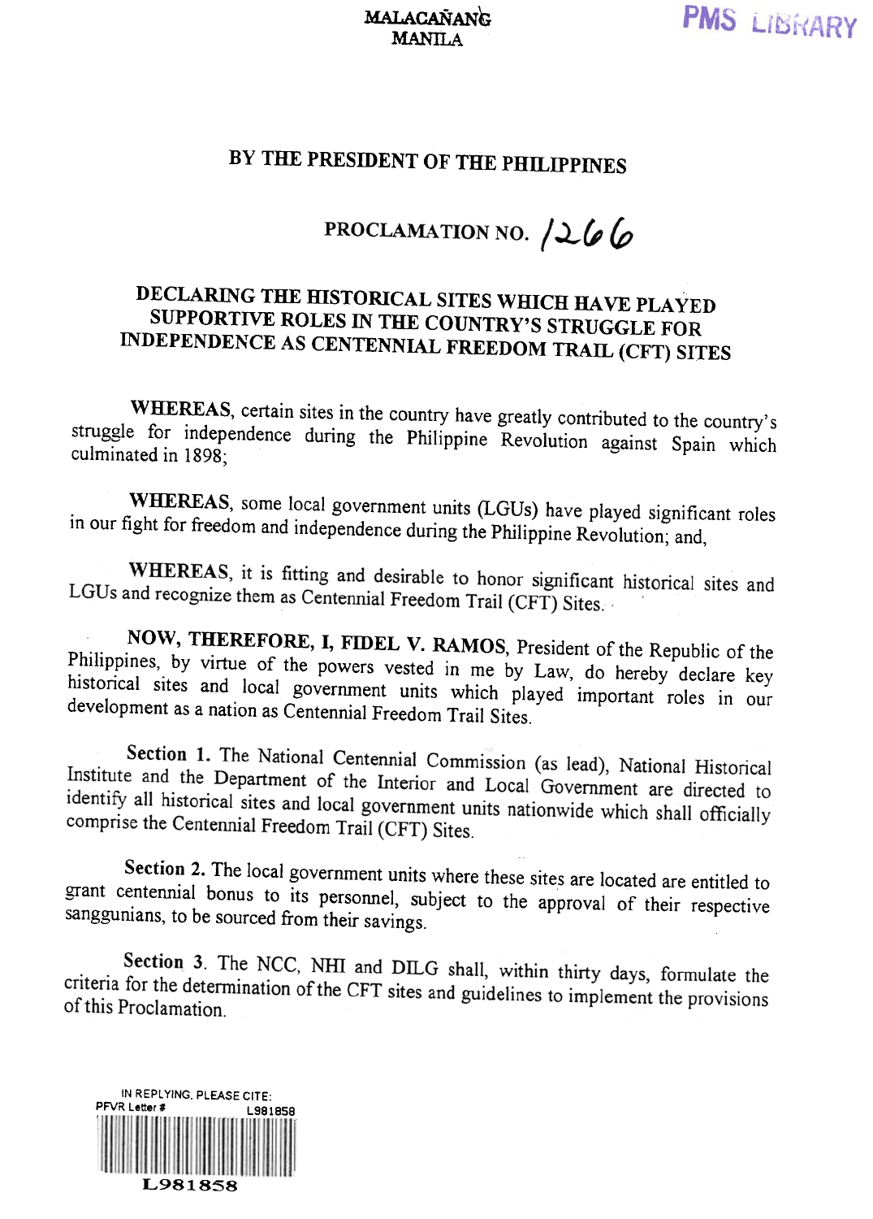MALACAÑANG
MANILA

PMS LIBRARY

## BY THE PRESIDENT OF THE PHILIPPINES

## PROCLAMATION NO. 1266

### DECLARING THE HISTORICAL SITES WHICH HAVE PLAYED SUPPORTIVE ROLES IN THE COUNTRY'S STRUGGLE FOR INDEPENDENCE AS CENTENNIAL FREEDOM TRAIL (CFT) SITES

**WHEREAS**, certain sites in the country have greatly contributed to the country's struggle for independence during the Philippine Revolution against Spain which culminated in 1898;

**WHEREAS**, some local government units (LGUs) have played significant roles in our fight for freedom and independence during the Philippine Revolution; and,

**WHEREAS**, it is fitting and desirable to honor significant historical sites and LGUs and recognize them as Centennial Freedom Trail (CFT) Sites.

**NOW, THEREFORE, I, FIDEL V. RAMOS**, President of the Republic of the Philippines, by virtue of the powers vested in me by Law, do hereby declare key historical sites and local government units which played important roles in our development as a nation as Centennial Freedom Trail Sites.

**Section 1.** The National Centennial Commission (as lead), National Historical Institute and the Department of the Interior and Local Government are directed to identify all historical sites and local government units nationwide which shall officially comprise the Centennial Freedom Trail (CFT) Sites.

**Section 2.** The local government units where these sites are located are entitled to grant centennial bonus to its personnel, subject to the approval of their respective sanggunians, to be sourced from their savings.

**Section 3.** The NCC, NHI and DILG shall, within thirty days, formulate the criteria for the determination of the CFT sites and guidelines to implement the provisions of this Proclamation.

IN REPLYING, PLEASE CITE:
PFVR Letter # L981858

L981858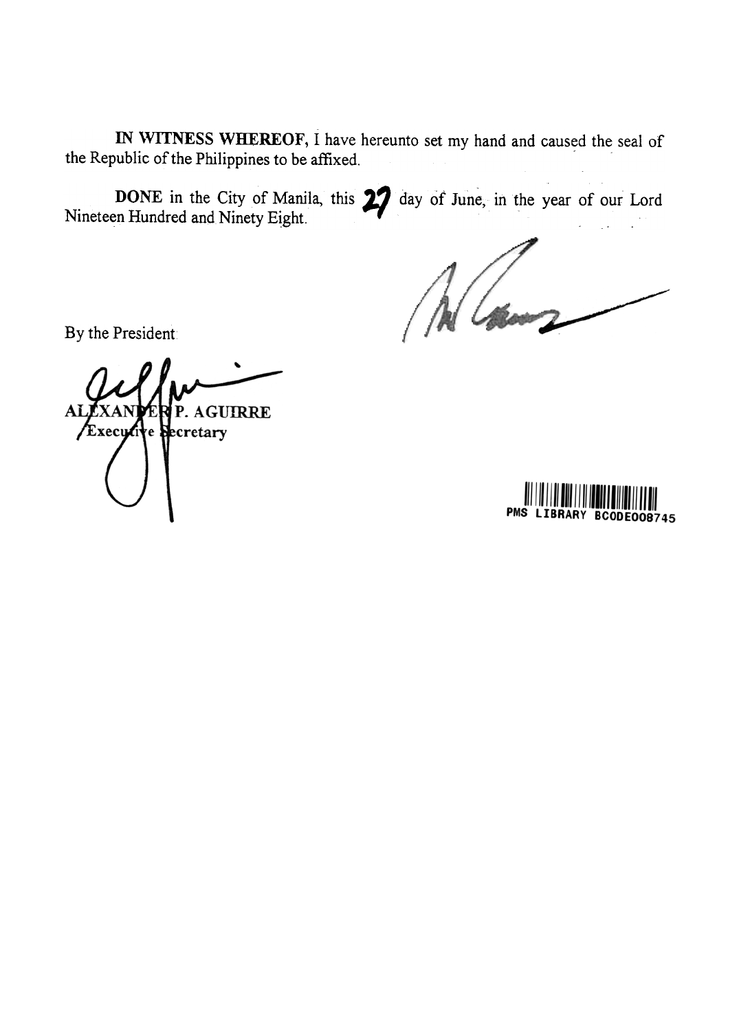**IN WITNESS WHEREOF,** I have hereunto set my hand and caused the seal of the Republic of the Philippines to be affixed.

**DONE** in the City of Manila, this 27 day of June, in the year of our Lord Nineteen Hundred and Ninety Eight.

By the President:

**ALEXANDER P. AGUIRRE**
Executive Secretary

PMS LIBRARY BCODE008745